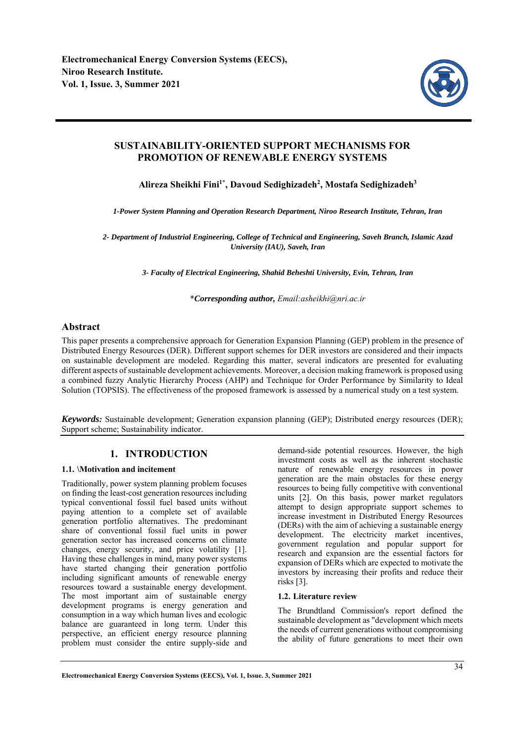# SUSTAINABILITY-ORIENTED SUPPORT MECHANISMS FOR PROMOTION OF RENEWABLE ENERGY SYSTEMS

**Alireza Sheikhi Fini[1*], Davoud Sedighizadeh[2], Mostafa Sedighizadeh[3]**

*1-Power System Planning and Operation Research Department, Niroo Research Institute, Tehran, Iran*

*2- Department of Industrial Engineering, College of Technical and Engineering, Saveh Branch, Islamic Azad University (IAU), Saveh, Iran*

*3- Faculty of Electrical Engineering, Shahid Beheshti University, Evin, Tehran, Iran*

\****Corresponding author,*** *Email:asheikhi@nri.ac.ir*

## Abstract

This paper presents a comprehensive approach for Generation Expansion Planning (GEP) problem in the presence of Distributed Energy Resources (DER). Different support schemes for DER investors are considered and their impacts on sustainable development are modeled. Regarding this matter, several indicators are presented for evaluating different aspects of sustainable development achievements. Moreover, a decision making framework is proposed using a combined fuzzy Analytic Hierarchy Process (AHP) and Technique for Order Performance by Similarity to Ideal Solution (TOPSIS). The effectiveness of the proposed framework is assessed by a numerical study on a test system.

***Keywords:*** Sustainable development; Generation expansion planning (GEP); Distributed energy resources (DER); Support scheme; Sustainability indicator.

## 1. INTRODUCTION

### 1.1. \Motivation and incitement

Traditionally, power system planning problem focuses on finding the least-cost generation resources including typical conventional fossil fuel based units without paying attention to a complete set of available generation portfolio alternatives. The predominant share of conventional fossil fuel units in power generation sector has increased concerns on climate changes, energy security, and price volatility [1]. Having these challenges in mind, many power systems have started changing their generation portfolio including significant amounts of renewable energy resources toward a sustainable energy development. The most important aim of sustainable energy development programs is energy generation and consumption in a way which human lives and ecologic balance are guaranteed in long term. Under this perspective, an efficient energy resource planning problem must consider the entire supply-side and demand-side potential resources. However, the high investment costs as well as the inherent stochastic nature of renewable energy resources in power generation are the main obstacles for these energy resources to being fully competitive with conventional units [2]. On this basis, power market regulators attempt to design appropriate support schemes to increase investment in Distributed Energy Resources (DERs) with the aim of achieving a sustainable energy development. The electricity market incentives, government regulation and popular support for research and expansion are the essential factors for expansion of DERs which are expected to motivate the investors by increasing their profits and reduce their risks [3].

### 1.2. Literature review

The Brundtland Commission's report defined the sustainable development as "development which meets the needs of current generations without compromising the ability of future generations to meet their own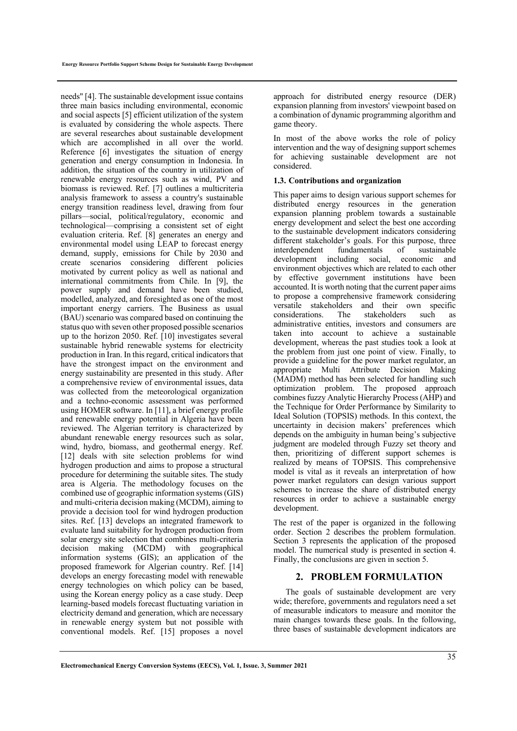needs" [4]. The sustainable development issue contains three main basics including environmental, economic and social aspects [5] efficient utilization of the system is evaluated by considering the whole aspects. There are several researches about sustainable development which are accomplished in all over the world. Reference [6] investigates the situation of energy generation and energy consumption in Indonesia. In addition, the situation of the country in utilization of renewable energy resources such as wind, PV and biomass is reviewed. Ref. [7] outlines a multicriteria analysis framework to assess a country's sustainable energy transition readiness level, drawing from four pillars—social, political/regulatory, economic and technological—comprising a consistent set of eight evaluation criteria. Ref. [8] generates an energy and environmental model using LEAP to forecast energy demand, supply, emissions for Chile by 2030 and create scenarios considering different policies motivated by current policy as well as national and international commitments from Chile. In [9], the power supply and demand have been studied, modelled, analyzed, and foresighted as one of the most important energy carriers. The Business as usual (BAU) scenario was compared based on continuing the status quo with seven other proposed possible scenarios up to the horizon 2050. Ref. [10] investigates several sustainable hybrid renewable systems for electricity production in Iran. In this regard, critical indicators that have the strongest impact on the environment and energy sustainability are presented in this study. After a comprehensive review of environmental issues, data was collected from the meteorological organization and a techno-economic assessment was performed using HOMER software. In [11], a brief energy profile and renewable energy potential in Algeria have been reviewed. The Algerian territory is characterized by abundant renewable energy resources such as solar, wind, hydro, biomass, and geothermal energy. Ref. [12] deals with site selection problems for wind hydrogen production and aims to propose a structural procedure for determining the suitable sites. The study area is Algeria. The methodology focuses on the combined use of geographic information systems (GIS) and multi-criteria decision making (MCDM), aiming to provide a decision tool for wind hydrogen production sites. Ref. [13] develops an integrated framework to evaluate land suitability for hydrogen production from solar energy site selection that combines multi-criteria decision making (MCDM) with geographical information systems (GIS); an application of the proposed framework for Algerian country. Ref. [14] develops an energy forecasting model with renewable energy technologies on which policy can be based, using the Korean energy policy as a case study. Deep learning-based models forecast fluctuating variation in electricity demand and generation, which are necessary in renewable energy system but not possible with conventional models. Ref. [15] proposes a novel approach for distributed energy resource (DER) expansion planning from investors' viewpoint based on a combination of dynamic programming algorithm and game theory.

In most of the above works the role of policy intervention and the way of designing support schemes for achieving sustainable development are not considered.

### 1.3. Contributions and organization

This paper aims to design various support schemes for distributed energy resources in the generation expansion planning problem towards a sustainable energy development and select the best one according to the sustainable development indicators considering different stakeholder's goals. For this purpose, three interdependent fundamentals of sustainable development including social, economic and environment objectives which are related to each other by effective government institutions have been accounted. It is worth noting that the current paper aims to propose a comprehensive framework considering versatile stakeholders and their own specific considerations. The stakeholders such as administrative entities, investors and consumers are taken into account to achieve a sustainable development, whereas the past studies took a look at the problem from just one point of view. Finally, to provide a guideline for the power market regulator, an appropriate Multi Attribute Decision Making (MADM) method has been selected for handling such optimization problem. The proposed approach combines fuzzy Analytic Hierarchy Process (AHP) and the Technique for Order Performance by Similarity to Ideal Solution (TOPSIS) methods. In this context, the uncertainty in decision makers' preferences which depends on the ambiguity in human being's subjective judgment are modeled through Fuzzy set theory and then, prioritizing of different support schemes is realized by means of TOPSIS. This comprehensive model is vital as it reveals an interpretation of how power market regulators can design various support schemes to increase the share of distributed energy resources in order to achieve a sustainable energy development.

The rest of the paper is organized in the following order. Section 2 describes the problem formulation. Section 3 represents the application of the proposed model. The numerical study is presented in section 4. Finally, the conclusions are given in section 5.

## 2. PROBLEM FORMULATION

The goals of sustainable development are very wide; therefore, governments and regulators need a set of measurable indicators to measure and monitor the main changes towards these goals. In the following, three bases of sustainable development indicators are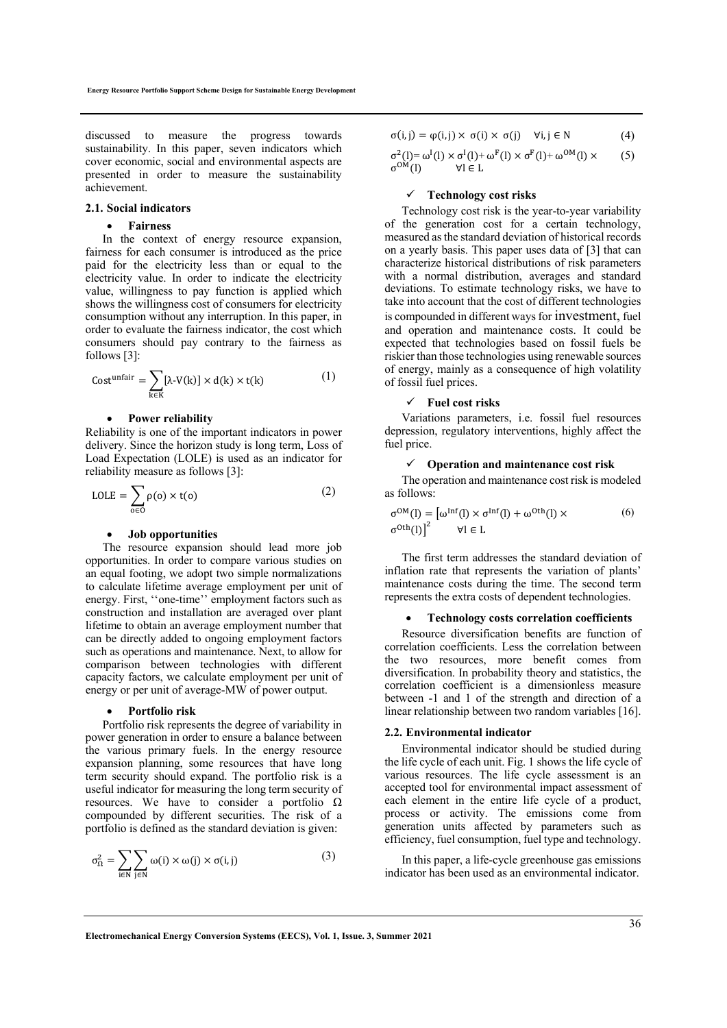discussed to measure the progress towards sustainability. In this paper, seven indicators which cover economic, social and environmental aspects are presented in order to measure the sustainability achievement.

### 2.1. Social indicators

- **Fairness**

In the context of energy resource expansion, fairness for each consumer is introduced as the price paid for the electricity less than or equal to the electricity value. In order to indicate the electricity value, willingness to pay function is applied which shows the willingness cost of consumers for electricity consumption without any interruption. In this paper, in order to evaluate the fairness indicator, the cost which consumers should pay contrary to the fairness as follows [3]:

$$\mathrm{Cost}^{\mathrm{unfair}} = \sum_{k \in K} [\lambda\text{-}V(k)] \times d(k) \times t(k) \tag{1}$$

- **Power reliability**

Reliability is one of the important indicators in power delivery. Since the horizon study is long term, Loss of Load Expectation (LOLE) is used as an indicator for reliability measure as follows [3]:

$$\mathrm{LOLE} = \sum_{o \in O} \rho(o) \times t(o) \tag{2}$$

- **Job opportunities**

The resource expansion should lead more job opportunities. In order to compare various studies on an equal footing, we adopt two simple normalizations to calculate lifetime average employment per unit of energy. First, ''one-time'' employment factors such as construction and installation are averaged over plant lifetime to obtain an average employment number that can be directly added to ongoing employment factors such as operations and maintenance. Next, to allow for comparison between technologies with different capacity factors, we calculate employment per unit of energy or per unit of average-MW of power output.

- **Portfolio risk**

Portfolio risk represents the degree of variability in power generation in order to ensure a balance between the various primary fuels. In the energy resource expansion planning, some resources that have long term security should expand. The portfolio risk is a useful indicator for measuring the long term security of resources. We have to consider a portfolio $\Omega$ compounded by different securities. The risk of a portfolio is defined as the standard deviation is given:

$$\sigma_{\Omega}^2 = \sum_{i \in N} \sum_{j \in N} \omega(i) \times \omega(j) \times \sigma(i,j) \tag{3}$$

$$\sigma(i,j) = \varphi(i,j) \times \sigma(i) \times \sigma(j) \quad \forall i,j \in N \tag{4}$$

$$\sigma^2(l) = \omega^{I}(l) \times \sigma^{I}(l) + \omega^{F}(l) \times \sigma^{F}(l) + \omega^{OM}(l) \times \sigma^{OM}(l) \quad \forall l \in L \tag{5}$$

- ✓ **Technology cost risks**

Technology cost risk is the year-to-year variability of the generation cost for a certain technology, measured as the standard deviation of historical records on a yearly basis. This paper uses data of [3] that can characterize historical distributions of risk parameters with a normal distribution, averages and standard deviations. To estimate technology risks, we have to take into account that the cost of different technologies is compounded in different ways for investment, fuel and operation and maintenance costs. It could be expected that technologies based on fossil fuels be riskier than those technologies using renewable sources of energy, mainly as a consequence of high volatility of fossil fuel prices.

- ✓ **Fuel cost risks**

Variations parameters, i.e. fossil fuel resources depression, regulatory interventions, highly affect the fuel price.

- ✓ **Operation and maintenance cost risk**

The operation and maintenance cost risk is modeled as follows:

$$\sigma^{OM}(l) = \left[\omega^{\mathrm{Inf}}(l) \times \sigma^{\mathrm{Inf}}(l) + \omega^{\mathrm{Oth}}(l) \times \sigma^{\mathrm{Oth}}(l)\right]^2 \quad \forall l \in L \tag{6}$$

The first term addresses the standard deviation of inflation rate that represents the variation of plants' maintenance costs during the time. The second term represents the extra costs of dependent technologies.

- **Technology costs correlation coefficients**

Resource diversification benefits are function of correlation coefficients. Less the correlation between the two resources, more benefit comes from diversification. In probability theory and statistics, the correlation coefficient is a dimensionless measure between -1 and 1 of the strength and direction of a linear relationship between two random variables [16].

### 2.2. Environmental indicator

Environmental indicator should be studied during the life cycle of each unit. Fig. 1 shows the life cycle of various resources. The life cycle assessment is an accepted tool for environmental impact assessment of each element in the entire life cycle of a product, process or activity. The emissions come from generation units affected by parameters such as efficiency, fuel consumption, fuel type and technology.

In this paper, a life-cycle greenhouse gas emissions indicator has been used as an environmental indicator.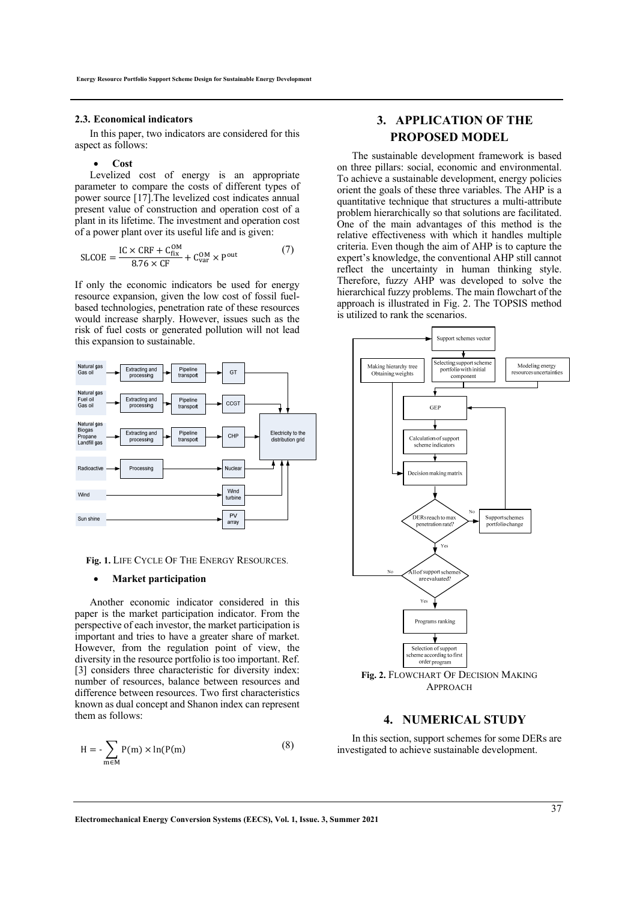### 2.3. Economical indicators

In this paper, two indicators are considered for this aspect as follows:

- **Cost**

Levelized cost of energy is an appropriate parameter to compare the costs of different types of power source [17].The levelized cost indicates annual present value of construction and operation cost of a plant in its lifetime. The investment and operation cost of a power plant over its useful life and is given:

$$\mathrm{SLCOE} = \frac{\mathrm{IC} \times \mathrm{CRF} + C_{\mathrm{fix}}^{\mathrm{OM}}}{8.76 \times \mathrm{CF}} + C_{\mathrm{var}}^{\mathrm{OM}} \times \mathrm{P}^{\mathrm{out}} \tag{7}$$

If only the economic indicators be used for energy resource expansion, given the low cost of fossil fuel-based technologies, penetration rate of these resources would increase sharply. However, issues such as the risk of fuel costs or generated pollution will not lead this expansion to sustainable.

**Fig. 1.** LIFE CYCLE OF THE ENERGY RESOURCES.

- **Market participation**

Another economic indicator considered in this paper is the market participation indicator. From the perspective of each investor, the market participation is important and tries to have a greater share of market. However, from the regulation point of view, the diversity in the resource portfolio is too important. Ref. [3] considers three characteristic for diversity index: number of resources, balance between resources and difference between resources. Two first characteristics known as dual concept and Shanon index can represent them as follows:

$$\mathrm{H} = -\sum_{m \in M} \mathrm{P(m)} \times \ln(\mathrm{P(m)}) \tag{8}$$

## 3. APPLICATION OF THE PROPOSED MODEL

The sustainable development framework is based on three pillars: social, economic and environmental. To achieve a sustainable development, energy policies orient the goals of these three variables. The AHP is a quantitative technique that structures a multi-attribute problem hierarchically so that solutions are facilitated. One of the main advantages of this method is the relative effectiveness with which it handles multiple criteria. Even though the aim of AHP is to capture the expert's knowledge, the conventional AHP still cannot reflect the uncertainty in human thinking style. Therefore, fuzzy AHP was developed to solve the hierarchical fuzzy problems. The main flowchart of the approach is illustrated in Fig. 2. The TOPSIS method is utilized to rank the scenarios.

**Fig. 2.** FLOWCHART OF DECISION MAKING APPROACH

## 4. NUMERICAL STUDY

In this section, support schemes for some DERs are investigated to achieve sustainable development.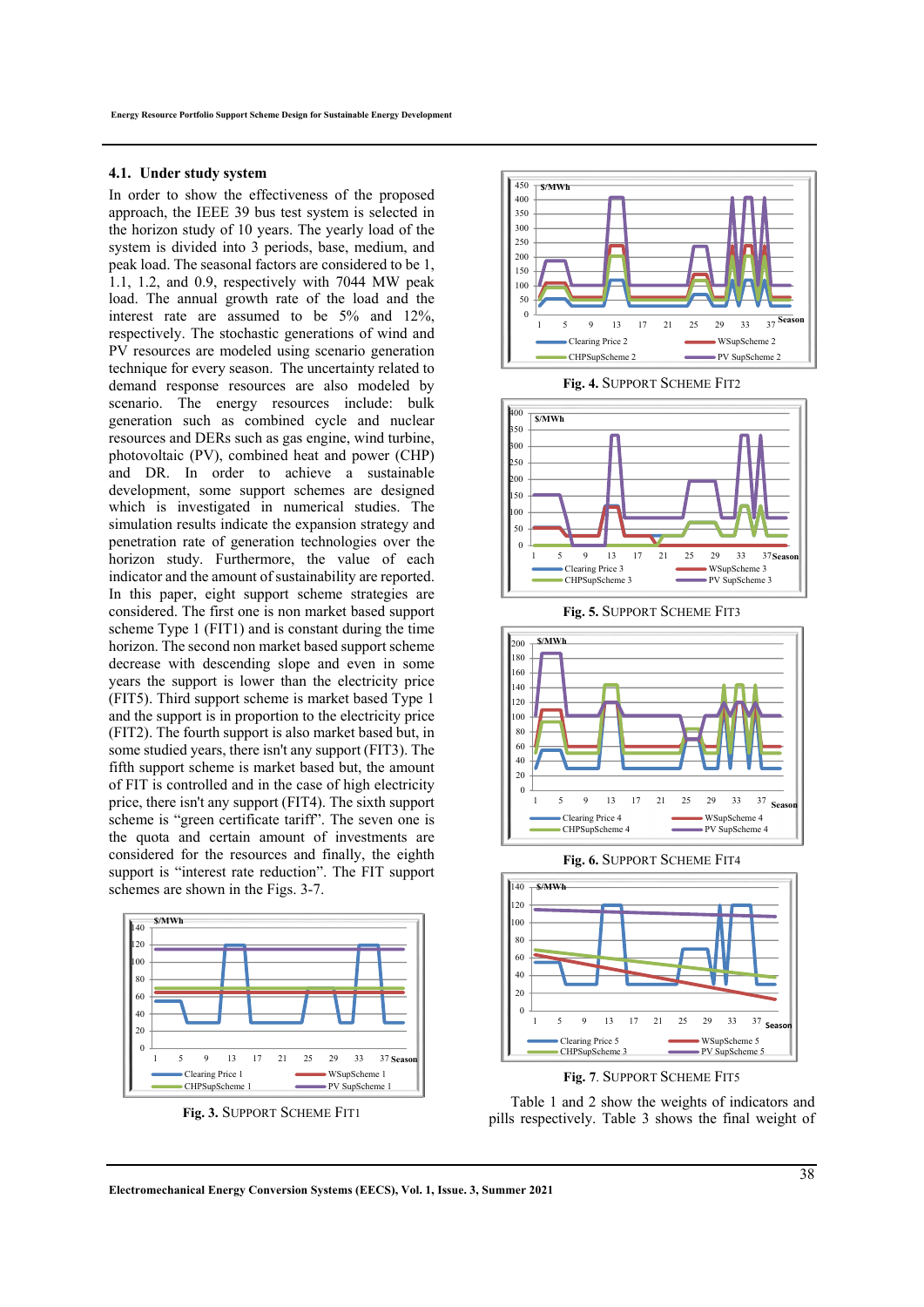## 4.1. Under study system

In order to show the effectiveness of the proposed approach, the IEEE 39 bus test system is selected in the horizon study of 10 years. The yearly load of the system is divided into 3 periods, base, medium, and peak load. The seasonal factors are considered to be 1, 1.1, 1.2, and 0.9, respectively with 7044 MW peak load. The annual growth rate of the load and the interest rate are assumed to be 5% and 12%, respectively. The stochastic generations of wind and PV resources are modeled using scenario generation technique for every season. The uncertainty related to demand response resources are also modeled by scenario. The energy resources include: bulk generation such as combined cycle and nuclear resources and DERs such as gas engine, wind turbine, photovoltaic (PV), combined heat and power (CHP) and DR. In order to achieve a sustainable development, some support schemes are designed which is investigated in numerical studies. The simulation results indicate the expansion strategy and penetration rate of generation technologies over the horizon study. Furthermore, the value of each indicator and the amount of sustainability are reported. In this paper, eight support scheme strategies are considered. The first one is non market based support scheme Type 1 (FIT1) and is constant during the time horizon. The second non market based support scheme decrease with descending slope and even in some years the support is lower than the electricity price (FIT5). Third support scheme is market based Type 1 and the support is in proportion to the electricity price (FIT2). The fourth support is also market based but, in some studied years, there isn't any support (FIT3). The fifth support scheme is market based but, the amount of FIT is controlled and in the case of high electricity price, there isn't any support (FIT4). The sixth support scheme is "green certificate tariff". The seven one is the quota and certain amount of investments are considered for the resources and finally, the eighth support is "interest rate reduction". The FIT support schemes are shown in the Figs. 3-7.

**Fig. 3.** SUPPORT SCHEME FIT1

**Fig. 4.** SUPPORT SCHEME FIT2

**Fig. 5.** SUPPORT SCHEME FIT3

**Fig. 6.** SUPPORT SCHEME FIT4

**Fig. 7.** SUPPORT SCHEME FIT5

Table 1 and 2 show the weights of indicators and pills respectively. Table 3 shows the final weight of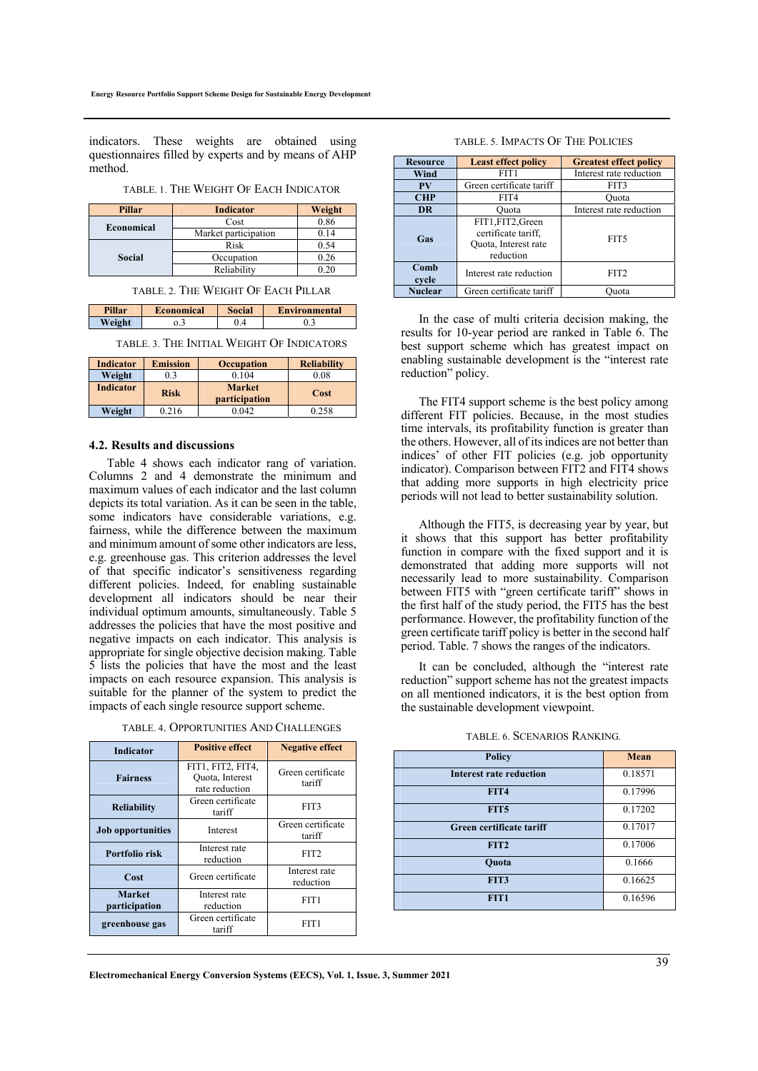indicators. These weights are obtained using questionnaires filled by experts and by means of AHP method.

TABLE. 1. THE WEIGHT OF EACH INDICATOR

| Pillar | Indicator | Weight |
|---|---|---|
| Economical | Cost | 0.86 |
| | Market participation | 0.14 |
| Social | Risk | 0.54 |
| | Occupation | 0.26 |
| | Reliability | 0.20 |

TABLE. 2. THE WEIGHT OF EACH PILLAR

| Pillar | Economical | Social | Environmental |
|---|---|---|---|
| Weight | o.3 | 0.4 | 0.3 |

TABLE. 3. THE INITIAL WEIGHT OF INDICATORS

| Indicator | Emission | Occupation | Reliability |
|---|---|---|---|
| Weight | 0.3 | 0.104 | 0.08 |
| **Indicator** | **Risk** | **Market participation** | **Cost** |
| Weight | 0.216 | 0.042 | 0.258 |

### 4.2. Results and discussions

Table 4 shows each indicator rang of variation. Columns 2 and 4 demonstrate the minimum and maximum values of each indicator and the last column depicts its total variation. As it can be seen in the table, some indicators have considerable variations, e.g. fairness, while the difference between the maximum and minimum amount of some other indicators are less, e.g. greenhouse gas. This criterion addresses the level of that specific indicator's sensitiveness regarding different policies. Indeed, for enabling sustainable development all indicators should be near their individual optimum amounts, simultaneously. Table 5 addresses the policies that have the most positive and negative impacts on each indicator. This analysis is appropriate for single objective decision making. Table 5 lists the policies that have the most and the least impacts on each resource expansion. This analysis is suitable for the planner of the system to predict the impacts of each single resource support scheme.

TABLE. 4. OPPORTUNITIES AND CHALLENGES

| Indicator | Positive effect | Negative effect |
|---|---|---|
| Fairness | FIT1, FIT2, FIT4, Quota, Interest rate reduction | Green certificate tariff |
| Reliability | Green certificate tariff | FIT3 |
| Job opportunities | Interest | Green certificate tariff |
| Portfolio risk | Interest rate reduction | FIT2 |
| Cost | Green certificate | Interest rate reduction |
| Market participation | Interest rate reduction | FIT1 |
| greenhouse gas | Green certificate tariff | FIT1 |

TABLE. 5. IMPACTS OF THE POLICIES

| Resource | Least effect policy | Greatest effect policy |
|---|---|---|
| Wind | FIT1 | Interest rate reduction |
| PV | Green certificate tariff | FIT3 |
| CHP | FIT4 | Quota |
| DR | Quota | Interest rate reduction |
| Gas | FIT1,FIT2,Green certificate tariff, Quota, Interest rate reduction | FIT5 |
| Comb cycle | Interest rate reduction | FIT2 |
| Nuclear | Green certificate tariff | Quota |

In the case of multi criteria decision making, the results for 10-year period are ranked in Table 6. The best support scheme which has greatest impact on enabling sustainable development is the "interest rate reduction" policy.

The FIT4 support scheme is the best policy among different FIT policies. Because, in the most studies time intervals, its profitability function is greater than the others. However, all of its indices are not better than indices' of other FIT policies (e.g. job opportunity indicator). Comparison between FIT2 and FIT4 shows that adding more supports in high electricity price periods will not lead to better sustainability solution.

Although the FIT5, is decreasing year by year, but it shows that this support has better profitability function in compare with the fixed support and it is demonstrated that adding more supports will not necessarily lead to more sustainability. Comparison between FIT5 with "green certificate tariff" shows in the first half of the study period, the FIT5 has the best performance. However, the profitability function of the green certificate tariff policy is better in the second half period. Table. 7 shows the ranges of the indicators.

It can be concluded, although the "interest rate reduction" support scheme has not the greatest impacts on all mentioned indicators, it is the best option from the sustainable development viewpoint.

TABLE. 6. SCENARIOS RANKING.

| Policy | Mean |
|---|---|
| Interest rate reduction | 0.18571 |
| FIT4 | 0.17996 |
| FIT5 | 0.17202 |
| Green certificate tariff | 0.17017 |
| FIT2 | 0.17006 |
| Quota | 0.1666 |
| FIT3 | 0.16625 |
| FIT1 | 0.16596 |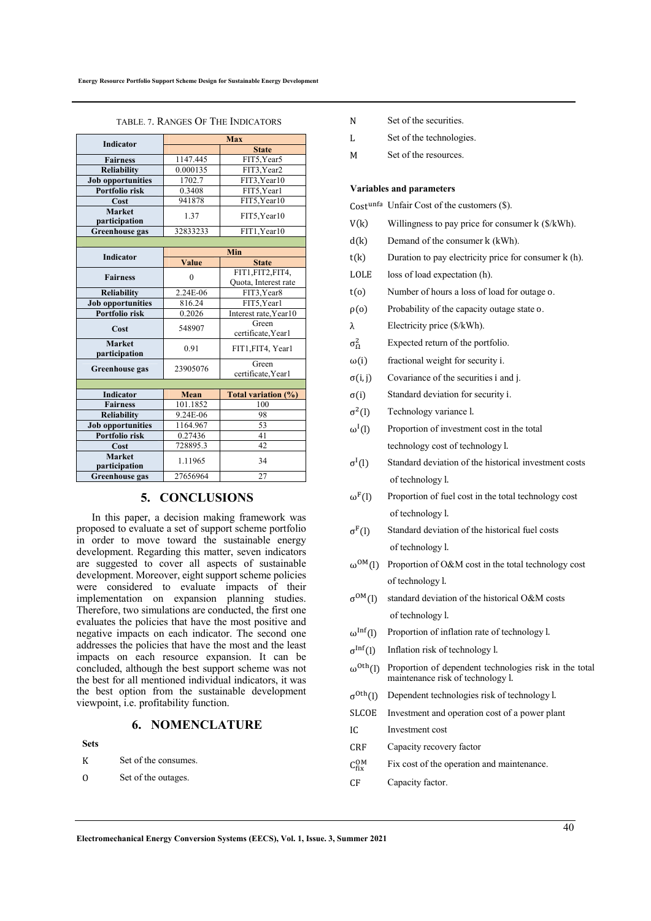TABLE. 7. RANGES OF THE INDICATORS

| Indicator | Max | |
|---|---|---|
| | | State |
| Fairness | 1147.445 | FIT5,Year5 |
| Reliability | 0.000135 | FIT3,Year2 |
| Job opportunities | 1702.7 | FIT3,Year10 |
| Portfolio risk | 0.3408 | FIT5,Year1 |
| Cost | 941878 | FIT5,Year10 |
| Market participation | 1.37 | FIT5,Year10 |
| Greenhouse gas | 32833233 | FIT1,Year10 |

| Indicator | Min | |
|---|---|---|
| | Value | State |
| Fairness | 0 | FIT1,FIT2,FIT4, Quota, Interest rate |
| Reliability | 2.24E-06 | FIT3,Year8 |
| Job opportunities | 816.24 | FIT5,Year1 |
| Portfolio risk | 0.2026 | Interest rate,Year10 |
| Cost | 548907 | Green certificate,Year1 |
| Market participation | 0.91 | FIT1,FIT4, Year1 |
| Greenhouse gas | 23905076 | Green certificate,Year1 |

| Indicator | Mean | Total variation (%) |
|---|---|---|
| Fairness | 101.1852 | 100 |
| Reliability | 9.24E-06 | 98 |
| Job opportunities | 1164.967 | 53 |
| Portfolio risk | 0.27436 | 41 |
| Cost | 728895.3 | 42 |
| Market participation | 1.11965 | 34 |
| Greenhouse gas | 27656964 | 27 |

## 5. CONCLUSIONS

In this paper, a decision making framework was proposed to evaluate a set of support scheme portfolio in order to move toward the sustainable energy development. Regarding this matter, seven indicators are suggested to cover all aspects of sustainable development. Moreover, eight support scheme policies were considered to evaluate impacts of their implementation on expansion planning studies. Therefore, two simulations are conducted, the first one evaluates the policies that have the most positive and negative impacts on each indicator. The second one addresses the policies that have the most and the least impacts on each resource expansion. It can be concluded, although the best support scheme was not the best for all mentioned individual indicators, it was the best option from the sustainable development viewpoint, i.e. profitability function.

## 6. NOMENCLATURE

**Sets**

| | |
|---|---|
| $K$ | Set of the consumes. |
| $O$ | Set of the outages. |
| $N$ | Set of the securities. |
| $L$ | Set of the technologies. |
| $M$ | Set of the resources. |

**Variables and parameters**

| | |
|---|---|
| $Cost^{unfa}$ | Unfair Cost of the customers ($). |
| $V(k)$ | Willingness to pay price for consumer k ($/kWh). |
| $d(k)$ | Demand of the consumer k (kWh). |
| $t(k)$ | Duration to pay electricity price for consumer k (h). |
| $LOLE$ | loss of load expectation (h). |
| $t(o)$ | Number of hours a loss of load for outage o. |
| $\rho(o)$ | Probability of the capacity outage state o. |
| $\lambda$ | Electricity price ($/kWh). |
| $\sigma_{\Omega}^{2}$ | Expected return of the portfolio. |
| $\omega(i)$ | fractional weight for security i. |
| $\sigma(i,j)$ | Covariance of the securities i and j. |
| $\sigma(i)$ | Standard deviation for security i. |
| $\sigma^{2}(l)$ | Technology variance l. |
| $\omega^{I}(l)$ | Proportion of investment cost in the total technology cost of technology l. |
| $\sigma^{I}(l)$ | Standard deviation of the historical investment costs of technology l. |
| $\omega^{F}(l)$ | Proportion of fuel cost in the total technology cost of technology l. |
| $\sigma^{F}(l)$ | Standard deviation of the historical fuel costs of technology l. |
| $\omega^{OM}(l)$ | Proportion of O&M cost in the total technology cost of technology l. |
| $\sigma^{OM}(l)$ | standard deviation of the historical O&M costs of technology l. |
| $\omega^{Inf}(l)$ | Proportion of inflation rate of technology l. |
| $\sigma^{Inf}(l)$ | Inflation risk of technology l. |
| $\omega^{Oth}(l)$ | Proportion of dependent technologies risk in the total maintenance risk of technology l. |
| $\sigma^{Oth}(l)$ | Dependent technologies risk of technology l. |
| $SLCOE$ | Investment and operation cost of a power plant |
| $IC$ | Investment cost |
| $CRF$ | Capacity recovery factor |
| $C_{fix}^{OM}$ | Fix cost of the operation and maintenance. |
| $CF$ | Capacity factor. |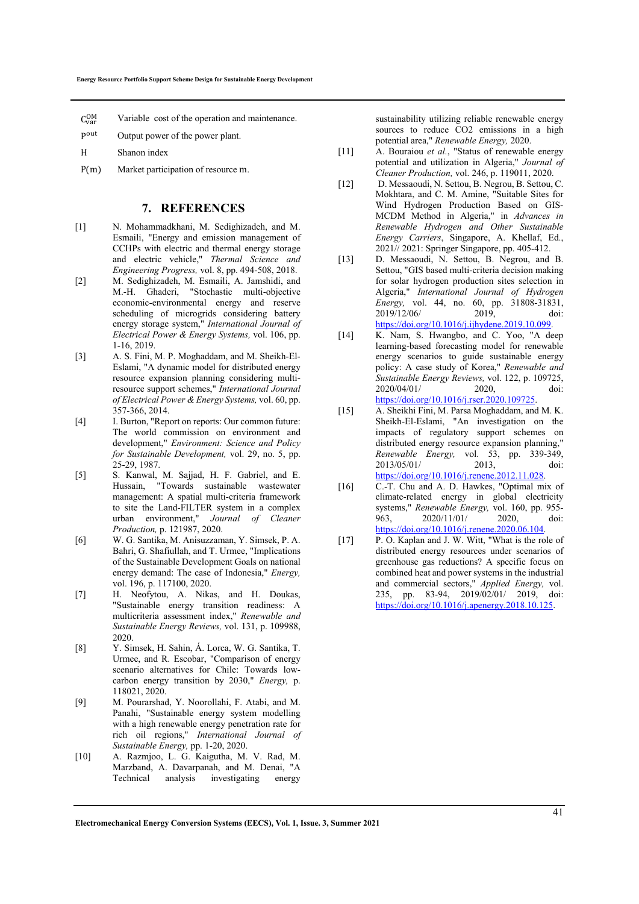| | |
|---|---|
| $C_{var}^{OM}$ | Variable cost of the operation and maintenance. |
| $p^{out}$ | Output power of the power plant. |
| H | Shanon index |
| P(m) | Market participation of resource m. |

## 7. REFERENCES

[1] N. Mohammadkhani, M. Sedighizadeh, and M. Esmaili, "Energy and emission management of CCHPs with electric and thermal energy storage and electric vehicle," *Thermal Science and Engineering Progress,* vol. 8, pp. 494-508, 2018.

[2] M. Sedighizadeh, M. Esmaili, A. Jamshidi, and M.-H. Ghaderi, "Stochastic multi-objective economic-environmental energy and reserve scheduling of microgrids considering battery energy storage system," *International Journal of Electrical Power & Energy Systems,* vol. 106, pp. 1-16, 2019.

[3] A. S. Fini, M. P. Moghaddam, and M. Sheikh-El-Eslami, "A dynamic model for distributed energy resource expansion planning considering multi-resource support schemes," *International Journal of Electrical Power & Energy Systems,* vol. 60, pp. 357-366, 2014.

[4] I. Burton, "Report on reports: Our common future: The world commission on environment and development," *Environment: Science and Policy for Sustainable Development,* vol. 29, no. 5, pp. 25-29, 1987.

[5] S. Kanwal, M. Sajjad, H. F. Gabriel, and E. Hussain, "Towards sustainable wastewater management: A spatial multi-criteria framework to site the Land-FILTER system in a complex urban environment," *Journal of Cleaner Production,* p. 121987, 2020.

[6] W. G. Santika, M. Anisuzzaman, Y. Simsek, P. A. Bahri, G. Shafiullah, and T. Urmee, "Implications of the Sustainable Development Goals on national energy demand: The case of Indonesia," *Energy,* vol. 196, p. 117100, 2020.

[7] H. Neofytou, A. Nikas, and H. Doukas, "Sustainable energy transition readiness: A multicriteria assessment index," *Renewable and Sustainable Energy Reviews,* vol. 131, p. 109988, 2020.

[8] Y. Simsek, H. Sahin, Á. Lorca, W. G. Santika, T. Urmee, and R. Escobar, "Comparison of energy scenario alternatives for Chile: Towards low-carbon energy transition by 2030," *Energy,* p. 118021, 2020.

[9] M. Pourarshad, Y. Noorollahi, F. Atabi, and M. Panahi, "Sustainable energy system modelling with a high renewable energy penetration rate for rich oil regions," *International Journal of Sustainable Energy,* pp. 1-20, 2020.

[10] A. Razmjoo, L. G. Kaigutha, M. V. Rad, M. Marzband, A. Davarpanah, and M. Denai, "A Technical analysis investigating energy sustainability utilizing reliable renewable energy sources to reduce CO2 emissions in a high potential area," *Renewable Energy,* 2020.

[11] A. Bouraiou *et al.*, "Status of renewable energy potential and utilization in Algeria," *Journal of Cleaner Production,* vol. 246, p. 119011, 2020.

[12] D. Messaoudi, N. Settou, B. Negrou, B. Settou, C. Mokhtara, and C. M. Amine, "Suitable Sites for Wind Hydrogen Production Based on GIS-MCDM Method in Algeria," in *Advances in Renewable Hydrogen and Other Sustainable Energy Carriers*, Singapore, A. Khellaf, Ed., 2021// 2021: Springer Singapore, pp. 405-412.

[13] D. Messaoudi, N. Settou, B. Negrou, and B. Settou, "GIS based multi-criteria decision making for solar hydrogen production sites selection in Algeria," *International Journal of Hydrogen Energy,* vol. 44, no. 60, pp. 31808-31831, 2019/12/06/ 2019, doi: https://doi.org/10.1016/j.ijhydene.2019.10.099.

[14] K. Nam, S. Hwangbo, and C. Yoo, "A deep learning-based forecasting model for renewable energy scenarios to guide sustainable energy policy: A case study of Korea," *Renewable and Sustainable Energy Reviews,* vol. 122, p. 109725, 2020/04/01/ 2020, doi: https://doi.org/10.1016/j.rser.2020.109725.

[15] A. Sheikhi Fini, M. Parsa Moghaddam, and M. K. Sheikh-El-Eslami, "An investigation on the impacts of regulatory support schemes on distributed energy resource expansion planning," *Renewable Energy,* vol. 53, pp. 339-349, 2013/05/01/ 2013, doi: https://doi.org/10.1016/j.renene.2012.11.028.

[16] C.-T. Chu and A. D. Hawkes, "Optimal mix of climate-related energy in global electricity systems," *Renewable Energy,* vol. 160, pp. 955-963, 2020/11/01/ 2020, doi: https://doi.org/10.1016/j.renene.2020.06.104.

[17] P. O. Kaplan and J. W. Witt, "What is the role of distributed energy resources under scenarios of greenhouse gas reductions? A specific focus on combined heat and power systems in the industrial and commercial sectors," *Applied Energy,* vol. 235, pp. 83-94, 2019/02/01/ 2019, doi: https://doi.org/10.1016/j.apenergy.2018.10.125.